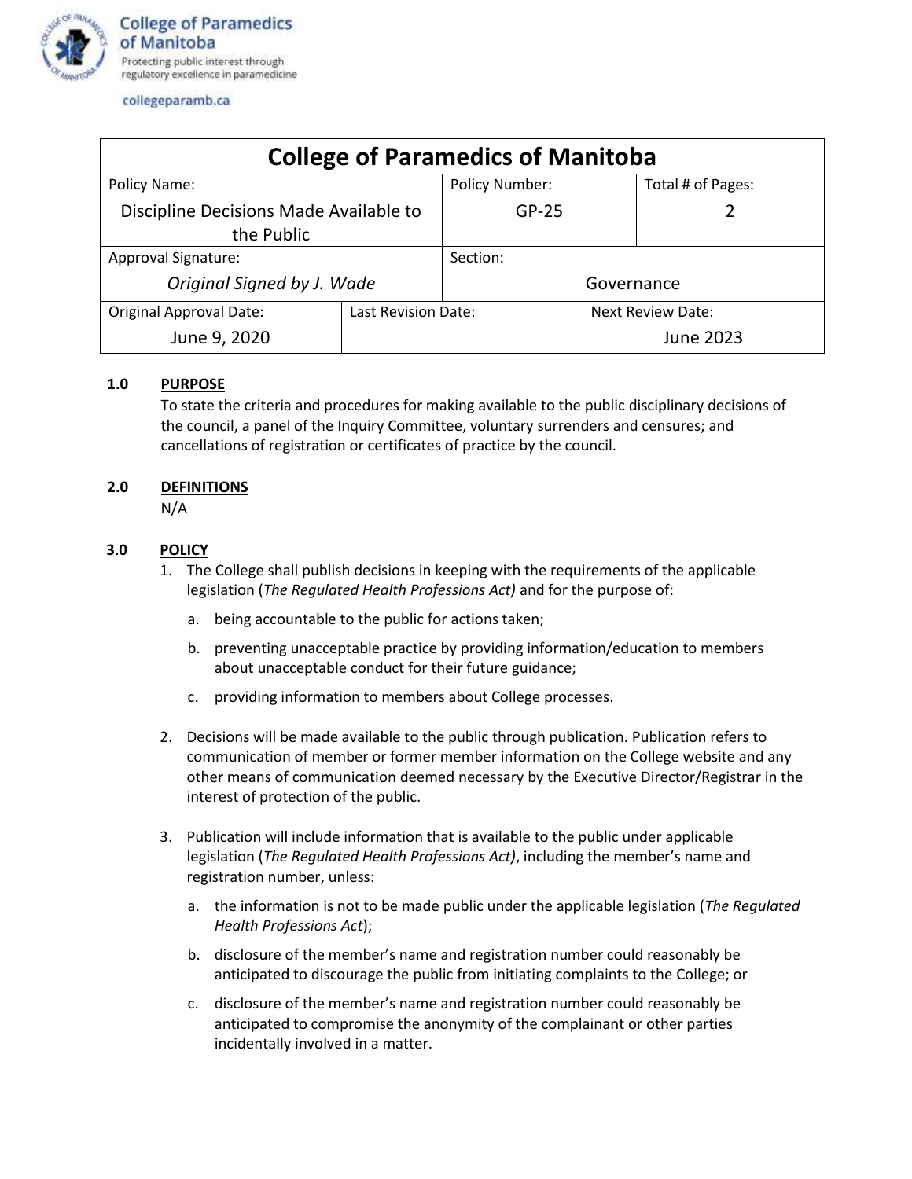College of Paramedics of Manitoba

Protecting public interest through regulatory excellence in paramedicine

collegeparamb.ca

| College of Paramedics of Manitoba | | | |
|---|---|---|---|
| Policy Name: Discipline Decisions Made Available to the Public | | Policy Number: GP-25 | Total # of Pages: 2 |
| Approval Signature: *Original Signed by J. Wade* | | Section: Governance | |
| Original Approval Date: June 9, 2020 | Last Revision Date: | Next Review Date: June 2023 | |

**1.0 PURPOSE**

To state the criteria and procedures for making available to the public disciplinary decisions of the council, a panel of the Inquiry Committee, voluntary surrenders and censures; and cancellations of registration or certificates of practice by the council.

**2.0 DEFINITIONS**

N/A

**3.0 POLICY**

1. The College shall publish decisions in keeping with the requirements of the applicable legislation (*The Regulated Health Professions Act)* and for the purpose of:
   a. being accountable to the public for actions taken;
   b. preventing unacceptable practice by providing information/education to members about unacceptable conduct for their future guidance;
   c. providing information to members about College processes.

2. Decisions will be made available to the public through publication. Publication refers to communication of member or former member information on the College website and any other means of communication deemed necessary by the Executive Director/Registrar in the interest of protection of the public.

3. Publication will include information that is available to the public under applicable legislation (*The Regulated Health Professions Act)*, including the member's name and registration number, unless:
   a. the information is not to be made public under the applicable legislation (*The Regulated Health Professions Act*);
   b. disclosure of the member's name and registration number could reasonably be anticipated to discourage the public from initiating complaints to the College; or
   c. disclosure of the member's name and registration number could reasonably be anticipated to compromise the anonymity of the complainant or other parties incidentally involved in a matter.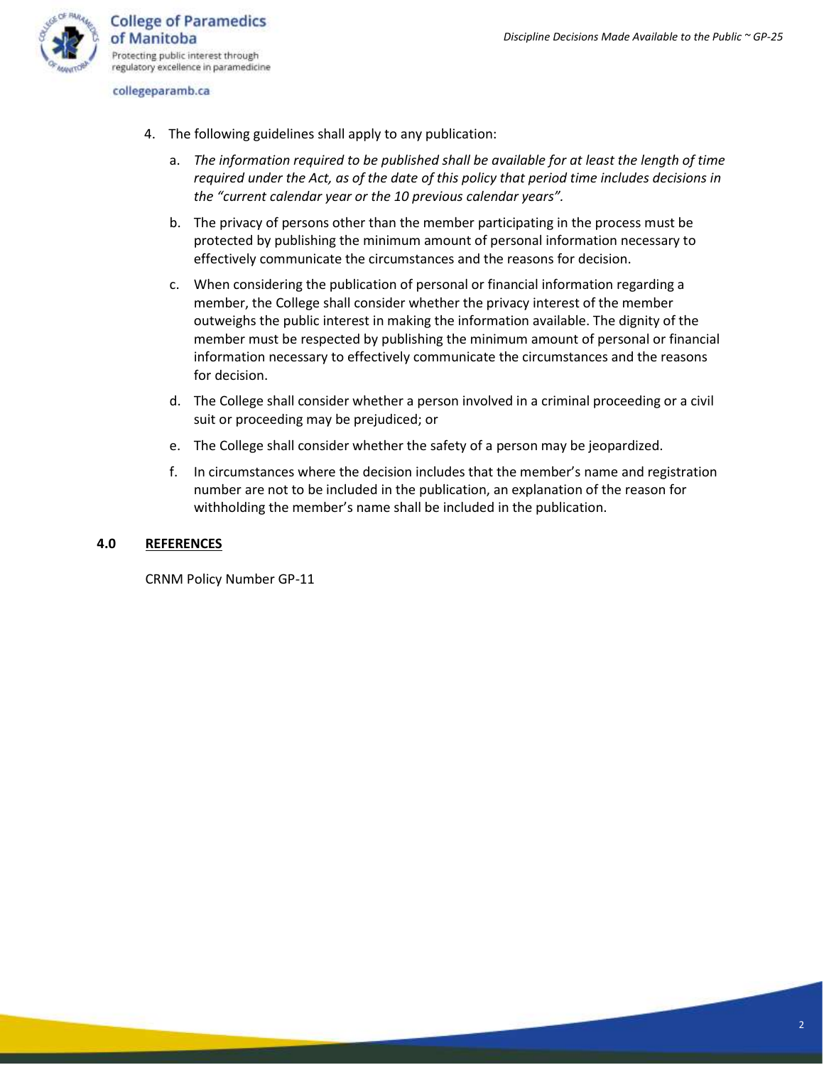4. The following guidelines shall apply to any publication:

   a. *The information required to be published shall be available for at least the length of time required under the Act, as of the date of this policy that period time includes decisions in the "current calendar year or the 10 previous calendar years".*

   b. The privacy of persons other than the member participating in the process must be protected by publishing the minimum amount of personal information necessary to effectively communicate the circumstances and the reasons for decision.

   c. When considering the publication of personal or financial information regarding a member, the College shall consider whether the privacy interest of the member outweighs the public interest in making the information available. The dignity of the member must be respected by publishing the minimum amount of personal or financial information necessary to effectively communicate the circumstances and the reasons for decision.

   d. The College shall consider whether a person involved in a criminal proceeding or a civil suit or proceeding may be prejudiced; or

   e. The College shall consider whether the safety of a person may be jeopardized.

   f. In circumstances where the decision includes that the member's name and registration number are not to be included in the publication, an explanation of the reason for withholding the member's name shall be included in the publication.

## 4.0 <u>REFERENCES</u>

CRNM Policy Number GP-11